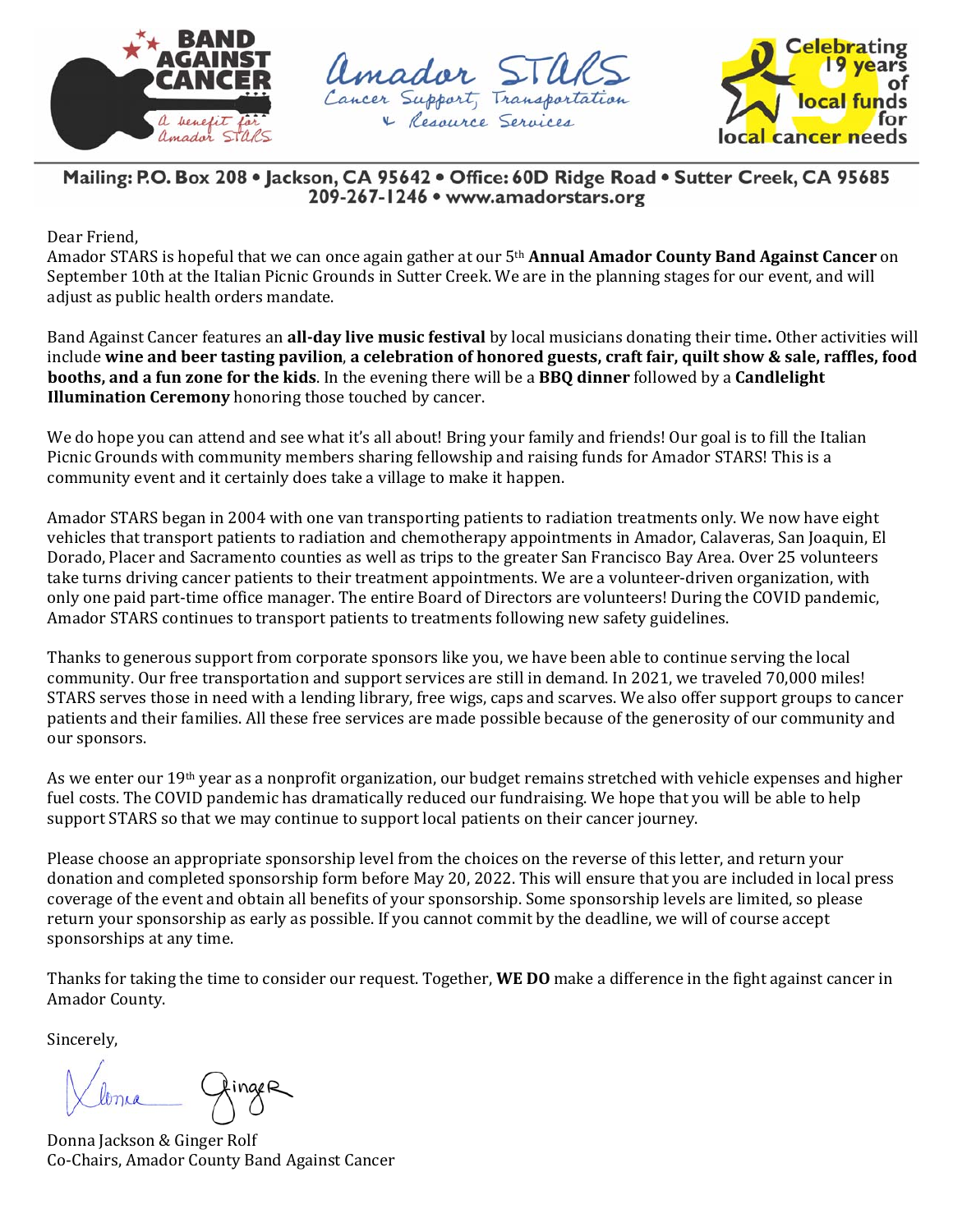Mailing: P.O. Box 208 • Jackson, CA 95642 • Office: 60D Ridge Road • Sutter Creek, CA 95685
209-267-1246 • www.amadorstars.org

Dear Friend,

Amador STARS is hopeful that we can once again gather at our 5th **Annual Amador County Band Against Cancer** on September 10th at the Italian Picnic Grounds in Sutter Creek. We are in the planning stages for our event, and will adjust as public health orders mandate.

Band Against Cancer features an **all-day live music festival** by local musicians donating their time**.** Other activities will include **wine and beer tasting pavilion**, **a celebration of honored guests, craft fair, quilt show & sale, raffles, food booths, and a fun zone for the kids**. In the evening there will be a **BBQ dinner** followed by a **Candlelight Illumination Ceremony** honoring those touched by cancer.

We do hope you can attend and see what it's all about! Bring your family and friends! Our goal is to fill the Italian Picnic Grounds with community members sharing fellowship and raising funds for Amador STARS! This is a community event and it certainly does take a village to make it happen.

Amador STARS began in 2004 with one van transporting patients to radiation treatments only. We now have eight vehicles that transport patients to radiation and chemotherapy appointments in Amador, Calaveras, San Joaquin, El Dorado, Placer and Sacramento counties as well as trips to the greater San Francisco Bay Area. Over 25 volunteers take turns driving cancer patients to their treatment appointments. We are a volunteer-driven organization, with only one paid part-time office manager. The entire Board of Directors are volunteers! During the COVID pandemic, Amador STARS continues to transport patients to treatments following new safety guidelines.

Thanks to generous support from corporate sponsors like you, we have been able to continue serving the local community. Our free transportation and support services are still in demand. In 2021, we traveled 70,000 miles! STARS serves those in need with a lending library, free wigs, caps and scarves. We also offer support groups to cancer patients and their families. All these free services are made possible because of the generosity of our community and our sponsors.

As we enter our 19th year as a nonprofit organization, our budget remains stretched with vehicle expenses and higher fuel costs. The COVID pandemic has dramatically reduced our fundraising. We hope that you will be able to help support STARS so that we may continue to support local patients on their cancer journey.

Please choose an appropriate sponsorship level from the choices on the reverse of this letter, and return your donation and completed sponsorship form before May 20, 2022. This will ensure that you are included in local press coverage of the event and obtain all benefits of your sponsorship. Some sponsorship levels are limited, so please return your sponsorship as early as possible. If you cannot commit by the deadline, we will of course accept sponsorships at any time.

Thanks for taking the time to consider our request. Together, **WE DO** make a difference in the fight against cancer in Amador County.

Sincerely,

Donna Jackson & Ginger Rolf
Co-Chairs, Amador County Band Against Cancer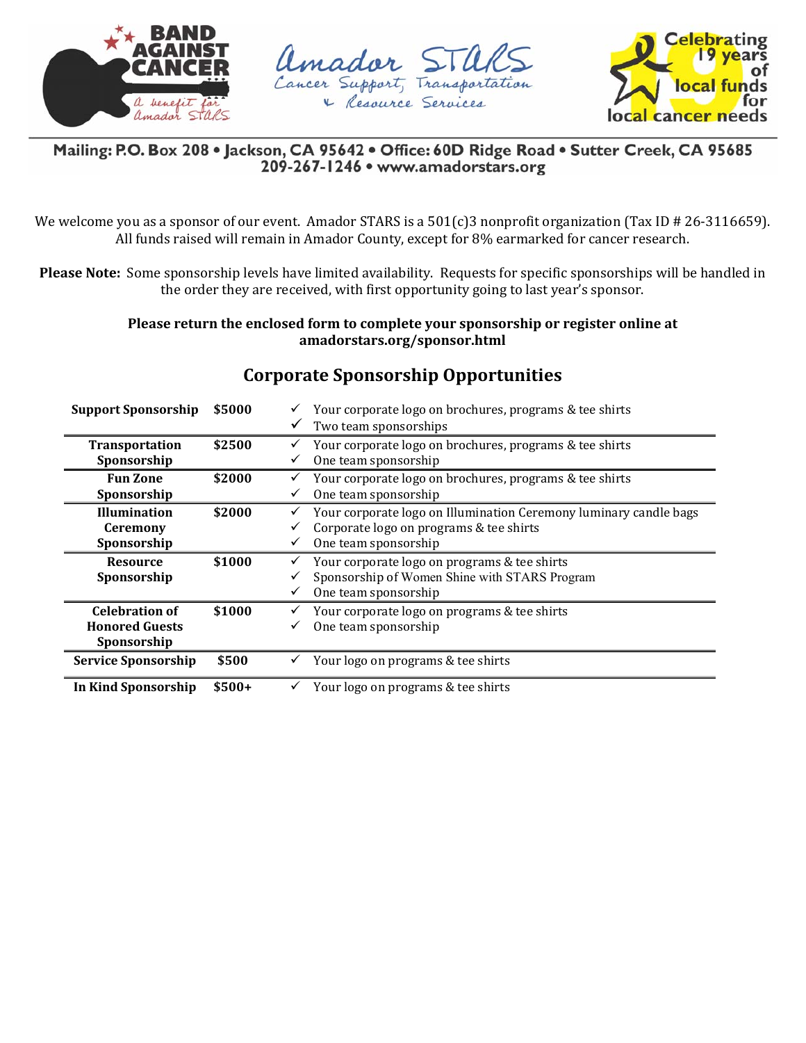Band Against Cancer — a benefit for Amador STARS

Amador STARS
Cancer Support, Transportation & Resource Services

Celebrating 19 years of local funds for local cancer needs

Mailing: P.O. Box 208 • Jackson, CA 95642 • Office: 60D Ridge Road • Sutter Creek, CA 95685
209-267-1246 • www.amadorstars.org

We welcome you as a sponsor of our event. Amador STARS is a 501(c)3 nonprofit organization (Tax ID # 26-3116659). All funds raised will remain in Amador County, except for 8% earmarked for cancer research.

**Please Note:** Some sponsorship levels have limited availability. Requests for specific sponsorships will be handled in the order they are received, with first opportunity going to last year's sponsor.

**Please return the enclosed form to complete your sponsorship or register online at amadorstars.org/sponsor.html**

## Corporate Sponsorship Opportunities

| Sponsorship | Amount | Benefits |
|---|---|---|
| **Support Sponsorship** | **$5000** | ✓ Your corporate logo on brochures, programs & tee shirts<br>✓ Two team sponsorships |
| **Transportation Sponsorship** | **$2500** | ✓ Your corporate logo on brochures, programs & tee shirts<br>✓ One team sponsorship |
| **Fun Zone Sponsorship** | **$2000** | ✓ Your corporate logo on brochures, programs & tee shirts<br>✓ One team sponsorship |
| **Illumination Ceremony Sponsorship** | **$2000** | ✓ Your corporate logo on Illumination Ceremony luminary candle bags<br>✓ Corporate logo on programs & tee shirts<br>✓ One team sponsorship |
| **Resource Sponsorship** | **$1000** | ✓ Your corporate logo on programs & tee shirts<br>✓ Sponsorship of Women Shine with STARS Program<br>✓ One team sponsorship |
| **Celebration of Honored Guests Sponsorship** | **$1000** | ✓ Your corporate logo on programs & tee shirts<br>✓ One team sponsorship |
| **Service Sponsorship** | **$500** | ✓ Your logo on programs & tee shirts |
| **In Kind Sponsorship** | **$500+** | ✓ Your logo on programs & tee shirts |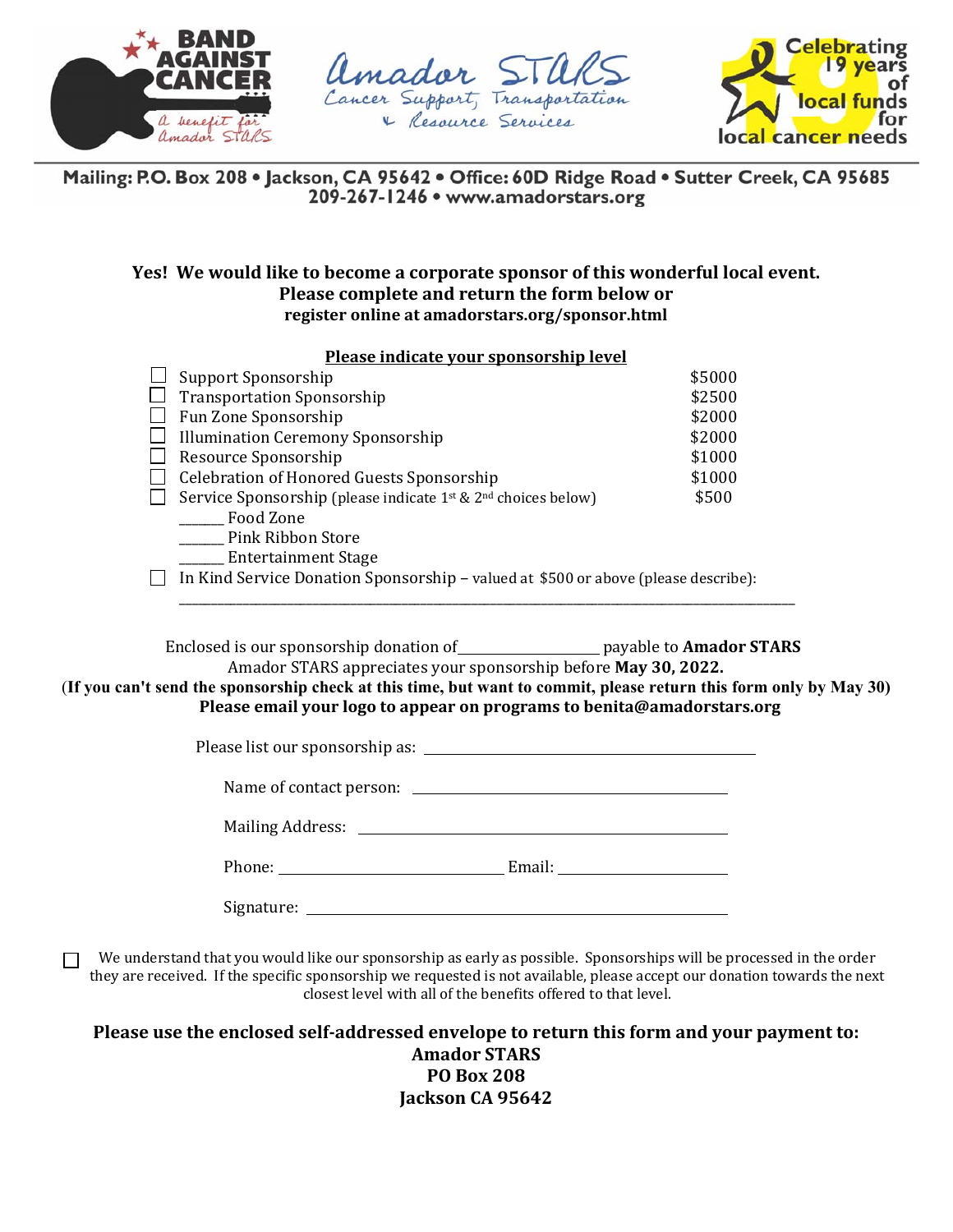BAND AGAINST CANCER
a benefit for Amador STARS

Amador STARS
Cancer Support, Transportation & Resource Services

Celebrating 19 years of local funds for local cancer needs

Mailing: P.O. Box 208 • Jackson, CA 95642 • Office: 60D Ridge Road • Sutter Creek, CA 95685
209-267-1246 • www.amadorstars.org

**Yes! We would like to become a corporate sponsor of this wonderful local event.**
**Please complete and return the form below or**
**register online at amadorstars.org/sponsor.html**

**Please indicate your sponsorship level**

| | | |
|---|---|---|
| ☐ | Support Sponsorship | $5000 |
| ☐ | Transportation Sponsorship | $2500 |
| ☐ | Fun Zone Sponsorship | $2000 |
| ☐ | Illumination Ceremony Sponsorship | $2000 |
| ☐ | Resource Sponsorship | $1000 |
| ☐ | Celebration of Honored Guests Sponsorship | $1000 |
| ☐ | Service Sponsorship (please indicate 1st & 2nd choices below) | $500 |

_______ Food Zone
_______ Pink Ribbon Store
_______ Entertainment Stage

☐ In Kind Service Donation Sponsorship – valued at $500 or above (please describe):
_______________________________________________________________________________

Enclosed is our sponsorship donation of__________________ payable to **Amador STARS**
Amador STARS appreciates your sponsorship before **May 30, 2022.**
**(If you can't send the sponsorship check at this time, but want to commit, please return this form only by May 30)**
**Please email your logo to appear on programs to benita@amadorstars.org**

Please list our sponsorship as: ______________________________________

Name of contact person: ______________________________________

Mailing Address: ______________________________________

Phone: ____________________________ Email: ______________________

Signature: ______________________________________

☐ We understand that you would like our sponsorship as early as possible. Sponsorships will be processed in the order they are received. If the specific sponsorship we requested is not available, please accept our donation towards the next closest level with all of the benefits offered to that level.

**Please use the enclosed self-addressed envelope to return this form and your payment to:**
**Amador STARS**
**PO Box 208**
**Jackson CA 95642**